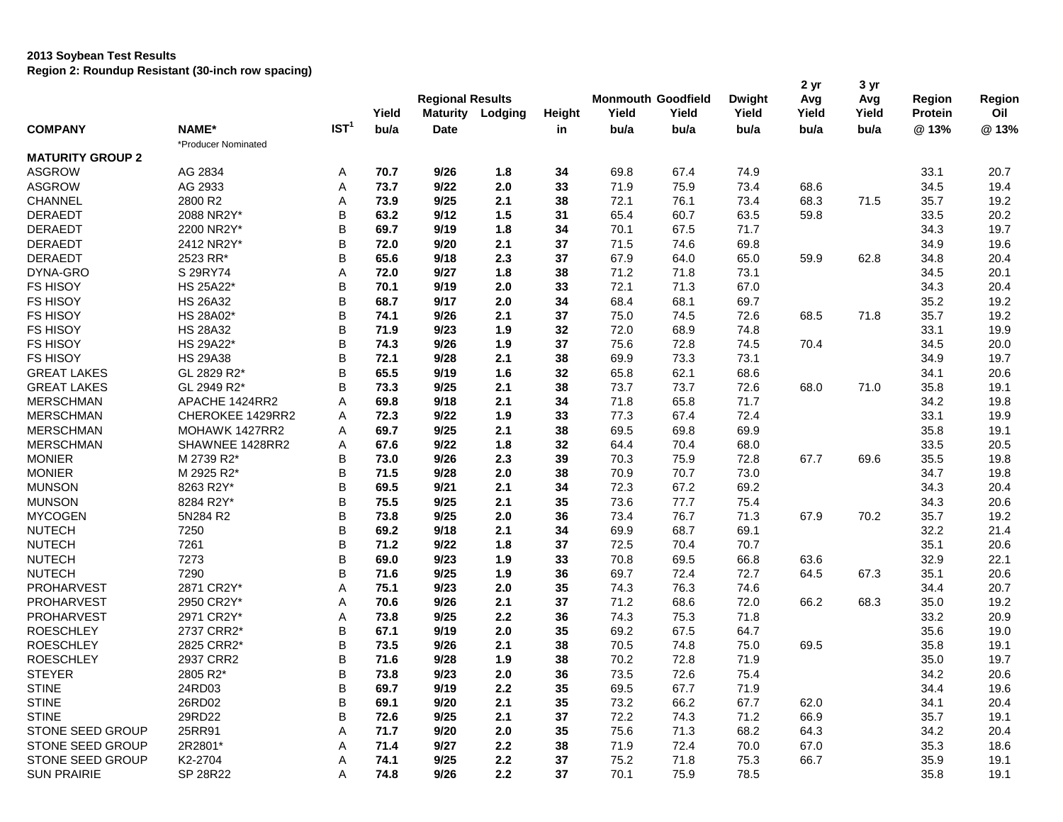**2013 Soybean Test Results**
**Region 2: Roundup Resistant (30-inch row spacing)**

| COMPANY | NAME* | IST[1] | Yield bu/a | Regional Results Maturity Date | Lodging | Height in | Monmouth Yield bu/a | Goodfield Yield bu/a | Dwight Yield bu/a | 2 yr Avg Yield bu/a | 3 yr Avg Yield bu/a | Region Protein @ 13% | Region Oil @ 13% |
|---|---|---|---|---|---|---|---|---|---|---|---|---|---|
| | *Producer Nominated | | | | | | | | | | | | |
| **MATURITY GROUP 2** | | | | | | | | | | | | | |
| ASGROW | AG 2834 | A | **70.7** | **9/26** | **1.8** | **34** | 69.8 | 67.4 | 74.9 | | | 33.1 | 20.7 |
| ASGROW | AG 2933 | A | **73.7** | **9/22** | **2.0** | **33** | 71.9 | 75.9 | 73.4 | 68.6 | | 34.5 | 19.4 |
| CHANNEL | 2800 R2 | A | **73.9** | **9/25** | **2.1** | **38** | 72.1 | 76.1 | 73.4 | 68.3 | 71.5 | 35.7 | 19.2 |
| DERAEDT | 2088 NR2Y* | B | **63.2** | **9/12** | **1.5** | **31** | 65.4 | 60.7 | 63.5 | 59.8 | | 33.5 | 20.2 |
| DERAEDT | 2200 NR2Y* | B | **69.7** | **9/19** | **1.8** | **34** | 70.1 | 67.5 | 71.7 | | | 34.3 | 19.7 |
| DERAEDT | 2412 NR2Y* | B | **72.0** | **9/20** | **2.1** | **37** | 71.5 | 74.6 | 69.8 | | | 34.9 | 19.6 |
| DERAEDT | 2523 RR* | B | **65.6** | **9/18** | **2.3** | **37** | 67.9 | 64.0 | 65.0 | 59.9 | 62.8 | 34.8 | 20.4 |
| DYNA-GRO | S 29RY74 | A | **72.0** | **9/27** | **1.8** | **38** | 71.2 | 71.8 | 73.1 | | | 34.5 | 20.1 |
| FS HISOY | HS 25A22* | B | **70.1** | **9/19** | **2.0** | **33** | 72.1 | 71.3 | 67.0 | | | 34.3 | 20.4 |
| FS HISOY | HS 26A32 | B | **68.7** | **9/17** | **2.0** | **34** | 68.4 | 68.1 | 69.7 | | | 35.2 | 19.2 |
| FS HISOY | HS 28A02* | B | **74.1** | **9/26** | **2.1** | **37** | 75.0 | 74.5 | 72.6 | 68.5 | 71.8 | 35.7 | 19.2 |
| FS HISOY | HS 28A32 | B | **71.9** | **9/23** | **1.9** | **32** | 72.0 | 68.9 | 74.8 | | | 33.1 | 19.9 |
| FS HISOY | HS 29A22* | B | **74.3** | **9/26** | **1.9** | **37** | 75.6 | 72.8 | 74.5 | 70.4 | | 34.5 | 20.0 |
| FS HISOY | HS 29A38 | B | **72.1** | **9/28** | **2.1** | **38** | 69.9 | 73.3 | 73.1 | | | 34.9 | 19.7 |
| GREAT LAKES | GL 2829 R2* | B | **65.5** | **9/19** | **1.6** | **32** | 65.8 | 62.1 | 68.6 | | | 34.1 | 20.6 |
| GREAT LAKES | GL 2949 R2* | B | **73.3** | **9/25** | **2.1** | **38** | 73.7 | 73.7 | 72.6 | 68.0 | 71.0 | 35.8 | 19.1 |
| MERSCHMAN | APACHE 1424RR2 | A | **69.8** | **9/18** | **2.1** | **34** | 71.8 | 65.8 | 71.7 | | | 34.2 | 19.8 |
| MERSCHMAN | CHEROKEE 1429RR2 | A | **72.3** | **9/22** | **1.9** | **33** | 77.3 | 67.4 | 72.4 | | | 33.1 | 19.9 |
| MERSCHMAN | MOHAWK 1427RR2 | A | **69.7** | **9/25** | **2.1** | **38** | 69.5 | 69.8 | 69.9 | | | 35.8 | 19.1 |
| MERSCHMAN | SHAWNEE 1428RR2 | A | **67.6** | **9/22** | **1.8** | **32** | 64.4 | 70.4 | 68.0 | | | 33.5 | 20.5 |
| MONIER | M 2739 R2* | B | **73.0** | **9/26** | **2.3** | **39** | 70.3 | 75.9 | 72.8 | 67.7 | 69.6 | 35.5 | 19.8 |
| MONIER | M 2925 R2* | B | **71.5** | **9/28** | **2.0** | **38** | 70.9 | 70.7 | 73.0 | | | 34.7 | 19.8 |
| MUNSON | 8263 R2Y* | B | **69.5** | **9/21** | **2.1** | **34** | 72.3 | 67.2 | 69.2 | | | 34.3 | 20.4 |
| MUNSON | 8284 R2Y* | B | **75.5** | **9/25** | **2.1** | **35** | 73.6 | 77.7 | 75.4 | | | 34.3 | 20.6 |
| MYCOGEN | 5N284 R2 | B | **73.8** | **9/25** | **2.0** | **36** | 73.4 | 76.7 | 71.3 | 67.9 | 70.2 | 35.7 | 19.2 |
| NUTECH | 7250 | B | **69.2** | **9/18** | **2.1** | **34** | 69.9 | 68.7 | 69.1 | | | 32.2 | 21.4 |
| NUTECH | 7261 | B | **71.2** | **9/22** | **1.8** | **37** | 72.5 | 70.4 | 70.7 | | | 35.1 | 20.6 |
| NUTECH | 7273 | B | **69.0** | **9/23** | **1.9** | **33** | 70.8 | 69.5 | 66.8 | 63.6 | | 32.9 | 22.1 |
| NUTECH | 7290 | B | **71.6** | **9/25** | **1.9** | **36** | 69.7 | 72.4 | 72.7 | 64.5 | 67.3 | 35.1 | 20.6 |
| PROHARVEST | 2871 CR2Y* | A | **75.1** | **9/23** | **2.0** | **35** | 74.3 | 76.3 | 74.6 | | | 34.4 | 20.7 |
| PROHARVEST | 2950 CR2Y* | A | **70.6** | **9/26** | **2.1** | **37** | 71.2 | 68.6 | 72.0 | 66.2 | 68.3 | 35.0 | 19.2 |
| PROHARVEST | 2971 CR2Y* | A | **73.8** | **9/25** | **2.2** | **36** | 74.3 | 75.3 | 71.8 | | | 33.2 | 20.9 |
| ROESCHLEY | 2737 CRR2* | B | **67.1** | **9/19** | **2.0** | **35** | 69.2 | 67.5 | 64.7 | | | 35.6 | 19.0 |
| ROESCHLEY | 2825 CRR2* | B | **73.5** | **9/26** | **2.1** | **38** | 70.5 | 74.8 | 75.0 | 69.5 | | 35.8 | 19.1 |
| ROESCHLEY | 2937 CRR2 | B | **71.6** | **9/28** | **1.9** | **38** | 70.2 | 72.8 | 71.9 | | | 35.0 | 19.7 |
| STEYER | 2805 R2* | B | **73.8** | **9/23** | **2.0** | **36** | 73.5 | 72.6 | 75.4 | | | 34.2 | 20.6 |
| STINE | 24RD03 | B | **69.7** | **9/19** | **2.2** | **35** | 69.5 | 67.7 | 71.9 | | | 34.4 | 19.6 |
| STINE | 26RD02 | B | **69.1** | **9/20** | **2.1** | **35** | 73.2 | 66.2 | 67.7 | 62.0 | | 34.1 | 20.4 |
| STINE | 29RD22 | B | **72.6** | **9/25** | **2.1** | **37** | 72.2 | 74.3 | 71.2 | 66.9 | | 35.7 | 19.1 |
| STONE SEED GROUP | 25RR91 | A | **71.7** | **9/20** | **2.0** | **35** | 75.6 | 71.3 | 68.2 | 64.3 | | 34.2 | 20.4 |
| STONE SEED GROUP | 2R2801* | A | **71.4** | **9/27** | **2.2** | **38** | 71.9 | 72.4 | 70.0 | 67.0 | | 35.3 | 18.6 |
| STONE SEED GROUP | K2-2704 | A | **74.1** | **9/25** | **2.2** | **37** | 75.2 | 71.8 | 75.3 | 66.7 | | 35.9 | 19.1 |
| SUN PRAIRIE | SP 28R22 | A | **74.8** | **9/26** | **2.2** | **37** | 70.1 | 75.9 | 78.5 | | | 35.8 | 19.1 |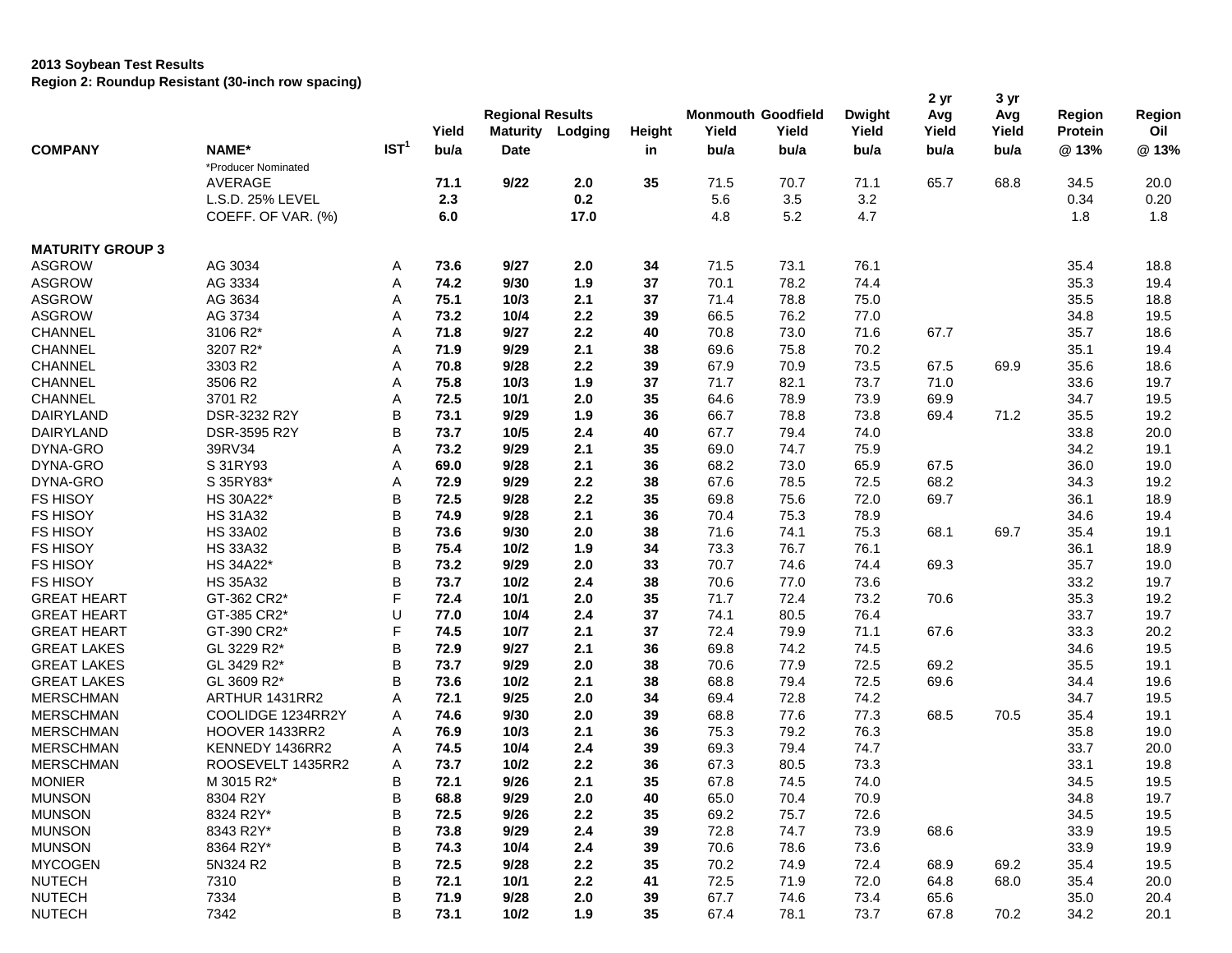**2013 Soybean Test Results**
**Region 2: Roundup Resistant (30-inch row spacing)**

| COMPANY | NAME* | IST[1] | Yield bu/a | Regional Results Maturity Date | Lodging | Height in | Monmouth Yield bu/a | Goodfield Yield bu/a | Dwight Yield bu/a | 2 yr Avg Yield bu/a | 3 yr Avg Yield bu/a | Region Protein @ 13% | Region Oil @ 13% |
|---|---|---|---|---|---|---|---|---|---|---|---|---|---|
| | *Producer Nominated | | | | | | | | | | | | |
| | AVERAGE | | **71.1** | **9/22** | **2.0** | **35** | 71.5 | 70.7 | 71.1 | 65.7 | 68.8 | 34.5 | 20.0 |
| | L.S.D. 25% LEVEL | | **2.3** | | **0.2** | | 5.6 | 3.5 | 3.2 | | | 0.34 | 0.20 |
| | COEFF. OF VAR. (%) | | **6.0** | | **17.0** | | 4.8 | 5.2 | 4.7 | | | 1.8 | 1.8 |
| **MATURITY GROUP 3** | | | | | | | | | | | | | |
| ASGROW | AG 3034 | A | **73.6** | **9/27** | **2.0** | **34** | 71.5 | 73.1 | 76.1 | | | 35.4 | 18.8 |
| ASGROW | AG 3334 | A | **74.2** | **9/30** | **1.9** | **37** | 70.1 | 78.2 | 74.4 | | | 35.3 | 19.4 |
| ASGROW | AG 3634 | A | **75.1** | **10/3** | **2.1** | **37** | 71.4 | 78.8 | 75.0 | | | 35.5 | 18.8 |
| ASGROW | AG 3734 | A | **73.2** | **10/4** | **2.2** | **39** | 66.5 | 76.2 | 77.0 | | | 34.8 | 19.5 |
| CHANNEL | 3106 R2* | A | **71.8** | **9/27** | **2.2** | **40** | 70.8 | 73.0 | 71.6 | 67.7 | | 35.7 | 18.6 |
| CHANNEL | 3207 R2* | A | **71.9** | **9/29** | **2.1** | **38** | 69.6 | 75.8 | 70.2 | | | 35.1 | 19.4 |
| CHANNEL | 3303 R2 | A | **70.8** | **9/28** | **2.2** | **39** | 67.9 | 70.9 | 73.5 | 67.5 | 69.9 | 35.6 | 18.6 |
| CHANNEL | 3506 R2 | A | **75.8** | **10/3** | **1.9** | **37** | 71.7 | 82.1 | 73.7 | 71.0 | | 33.6 | 19.7 |
| CHANNEL | 3701 R2 | A | **72.5** | **10/1** | **2.0** | **35** | 64.6 | 78.9 | 73.9 | 69.9 | | 34.7 | 19.5 |
| DAIRYLAND | DSR-3232 R2Y | B | **73.1** | **9/29** | **1.9** | **36** | 66.7 | 78.8 | 73.8 | 69.4 | 71.2 | 35.5 | 19.2 |
| DAIRYLAND | DSR-3595 R2Y | B | **73.7** | **10/5** | **2.4** | **40** | 67.7 | 79.4 | 74.0 | | | 33.8 | 20.0 |
| DYNA-GRO | 39RV34 | A | **73.2** | **9/29** | **2.1** | **35** | 69.0 | 74.7 | 75.9 | | | 34.2 | 19.1 |
| DYNA-GRO | S 31RY93 | A | **69.0** | **9/28** | **2.1** | **36** | 68.2 | 73.0 | 65.9 | 67.5 | | 36.0 | 19.0 |
| DYNA-GRO | S 35RY83* | A | **72.9** | **9/29** | **2.2** | **38** | 67.6 | 78.5 | 72.5 | 68.2 | | 34.3 | 19.2 |
| FS HISOY | HS 30A22* | B | **72.5** | **9/28** | **2.2** | **35** | 69.8 | 75.6 | 72.0 | 69.7 | | 36.1 | 18.9 |
| FS HISOY | HS 31A32 | B | **74.9** | **9/28** | **2.1** | **36** | 70.4 | 75.3 | 78.9 | | | 34.6 | 19.4 |
| FS HISOY | HS 33A02 | B | **73.6** | **9/30** | **2.0** | **38** | 71.6 | 74.1 | 75.3 | 68.1 | 69.7 | 35.4 | 19.1 |
| FS HISOY | HS 33A32 | B | **75.4** | **10/2** | **1.9** | **34** | 73.3 | 76.7 | 76.1 | | | 36.1 | 18.9 |
| FS HISOY | HS 34A22* | B | **73.2** | **9/29** | **2.0** | **33** | 70.7 | 74.6 | 74.4 | 69.3 | | 35.7 | 19.0 |
| FS HISOY | HS 35A32 | B | **73.7** | **10/2** | **2.4** | **38** | 70.6 | 77.0 | 73.6 | | | 33.2 | 19.7 |
| GREAT HEART | GT-362 CR2* | F | **72.4** | **10/1** | **2.0** | **35** | 71.7 | 72.4 | 73.2 | 70.6 | | 35.3 | 19.2 |
| GREAT HEART | GT-385 CR2* | U | **77.0** | **10/4** | **2.4** | **37** | 74.1 | 80.5 | 76.4 | | | 33.7 | 19.7 |
| GREAT HEART | GT-390 CR2* | F | **74.5** | **10/7** | **2.1** | **37** | 72.4 | 79.9 | 71.1 | 67.6 | | 33.3 | 20.2 |
| GREAT LAKES | GL 3229 R2* | B | **72.9** | **9/27** | **2.1** | **36** | 69.8 | 74.2 | 74.5 | | | 34.6 | 19.5 |
| GREAT LAKES | GL 3429 R2* | B | **73.7** | **9/29** | **2.0** | **38** | 70.6 | 77.9 | 72.5 | 69.2 | | 35.5 | 19.1 |
| GREAT LAKES | GL 3609 R2* | B | **73.6** | **10/2** | **2.1** | **38** | 68.8 | 79.4 | 72.5 | 69.6 | | 34.4 | 19.6 |
| MERSCHMAN | ARTHUR 1431RR2 | A | **72.1** | **9/25** | **2.0** | **34** | 69.4 | 72.8 | 74.2 | | | 34.7 | 19.5 |
| MERSCHMAN | COOLIDGE 1234RR2Y | A | **74.6** | **9/30** | **2.0** | **39** | 68.8 | 77.6 | 77.3 | 68.5 | 70.5 | 35.4 | 19.1 |
| MERSCHMAN | HOOVER 1433RR2 | A | **76.9** | **10/3** | **2.1** | **36** | 75.3 | 79.2 | 76.3 | | | 35.8 | 19.0 |
| MERSCHMAN | KENNEDY 1436RR2 | A | **74.5** | **10/4** | **2.4** | **39** | 69.3 | 79.4 | 74.7 | | | 33.7 | 20.0 |
| MERSCHMAN | ROOSEVELT 1435RR2 | A | **73.7** | **10/2** | **2.2** | **36** | 67.3 | 80.5 | 73.3 | | | 33.1 | 19.8 |
| MONIER | M 3015 R2* | B | **72.1** | **9/26** | **2.1** | **35** | 67.8 | 74.5 | 74.0 | | | 34.5 | 19.5 |
| MUNSON | 8304 R2Y | B | **68.8** | **9/29** | **2.0** | **40** | 65.0 | 70.4 | 70.9 | | | 34.8 | 19.7 |
| MUNSON | 8324 R2Y* | B | **72.5** | **9/26** | **2.2** | **35** | 69.2 | 75.7 | 72.6 | | | 34.5 | 19.5 |
| MUNSON | 8343 R2Y* | B | **73.8** | **9/29** | **2.4** | **39** | 72.8 | 74.7 | 73.9 | 68.6 | | 33.9 | 19.5 |
| MUNSON | 8364 R2Y* | B | **74.3** | **10/4** | **2.4** | **39** | 70.6 | 78.6 | 73.6 | | | 33.9 | 19.9 |
| MYCOGEN | 5N324 R2 | B | **72.5** | **9/28** | **2.2** | **35** | 70.2 | 74.9 | 72.4 | 68.9 | 69.2 | 35.4 | 19.5 |
| NUTECH | 7310 | B | **72.1** | **10/1** | **2.2** | **41** | 72.5 | 71.9 | 72.0 | 64.8 | 68.0 | 35.4 | 20.0 |
| NUTECH | 7334 | B | **71.9** | **9/28** | **2.0** | **39** | 67.7 | 74.6 | 73.4 | 65.6 | | 35.0 | 20.4 |
| NUTECH | 7342 | B | **73.1** | **10/2** | **1.9** | **35** | 67.4 | 78.1 | 73.7 | 67.8 | 70.2 | 34.2 | 20.1 |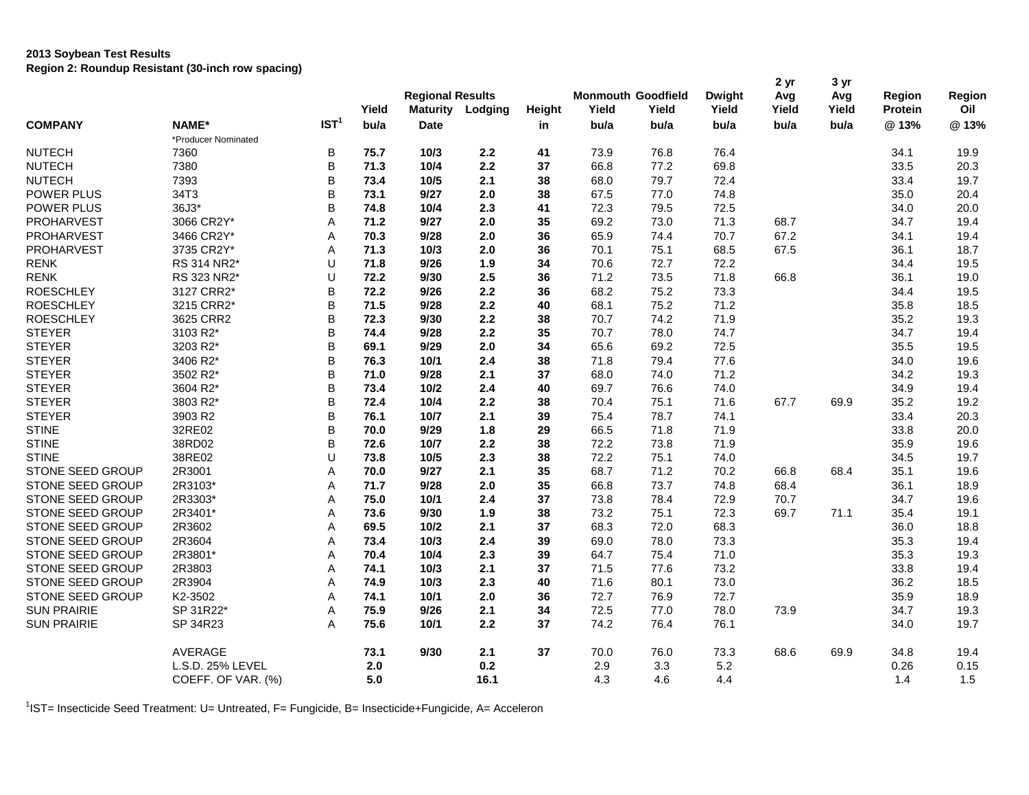**2013 Soybean Test Results**
**Region 2: Roundup Resistant (30-inch row spacing)**

| | | | Regional Results | | | | Monmouth | Goodfield | Dwight | 2 yr Avg | 3 yr Avg | Region | Region |
|---|---|---|---|---|---|---|---|---|---|---|---|---|---|
| | | | Yield | Maturity | Lodging | Height | Yield | Yield | Yield | Yield | Yield | Protein | Oil |
| **COMPANY** | **NAME*** | **IST[1]** | **bu/a** | **Date** | | **in** | **bu/a** | **bu/a** | **bu/a** | **bu/a** | **bu/a** | **@ 13%** | **@ 13%** |
| | *Producer Nominated | | | | | | | | | | | | |
| NUTECH | 7360 | B | **75.7** | **10/3** | **2.2** | **41** | 73.9 | 76.8 | 76.4 | | | 34.1 | 19.9 |
| NUTECH | 7380 | B | **71.3** | **10/4** | **2.2** | **37** | 66.8 | 77.2 | 69.8 | | | 33.5 | 20.3 |
| NUTECH | 7393 | B | **73.4** | **10/5** | **2.1** | **38** | 68.0 | 79.7 | 72.4 | | | 33.4 | 19.7 |
| POWER PLUS | 34T3 | B | **73.1** | **9/27** | **2.0** | **38** | 67.5 | 77.0 | 74.8 | | | 35.0 | 20.4 |
| POWER PLUS | 36J3* | B | **74.8** | **10/4** | **2.3** | **41** | 72.3 | 79.5 | 72.5 | | | 34.0 | 20.0 |
| PROHARVEST | 3066 CR2Y* | A | **71.2** | **9/27** | **2.0** | **35** | 69.2 | 73.0 | 71.3 | 68.7 | | 34.7 | 19.4 |
| PROHARVEST | 3466 CR2Y* | A | **70.3** | **9/28** | **2.0** | **36** | 65.9 | 74.4 | 70.7 | 67.2 | | 34.1 | 19.4 |
| PROHARVEST | 3735 CR2Y* | A | **71.3** | **10/3** | **2.0** | **36** | 70.1 | 75.1 | 68.5 | 67.5 | | 36.1 | 18.7 |
| RENK | RS 314 NR2* | U | **71.8** | **9/26** | **1.9** | **34** | 70.6 | 72.7 | 72.2 | | | 34.4 | 19.5 |
| RENK | RS 323 NR2* | U | **72.2** | **9/30** | **2.5** | **36** | 71.2 | 73.5 | 71.8 | 66.8 | | 36.1 | 19.0 |
| ROESCHLEY | 3127 CRR2* | B | **72.2** | **9/26** | **2.2** | **36** | 68.2 | 75.2 | 73.3 | | | 34.4 | 19.5 |
| ROESCHLEY | 3215 CRR2* | B | **71.5** | **9/28** | **2.2** | **40** | 68.1 | 75.2 | 71.2 | | | 35.8 | 18.5 |
| ROESCHLEY | 3625 CRR2 | B | **72.3** | **9/30** | **2.2** | **38** | 70.7 | 74.2 | 71.9 | | | 35.2 | 19.3 |
| STEYER | 3103 R2* | B | **74.4** | **9/28** | **2.2** | **35** | 70.7 | 78.0 | 74.7 | | | 34.7 | 19.4 |
| STEYER | 3203 R2* | B | **69.1** | **9/29** | **2.0** | **34** | 65.6 | 69.2 | 72.5 | | | 35.5 | 19.5 |
| STEYER | 3406 R2* | B | **76.3** | **10/1** | **2.4** | **38** | 71.8 | 79.4 | 77.6 | | | 34.0 | 19.6 |
| STEYER | 3502 R2* | B | **71.0** | **9/28** | **2.1** | **37** | 68.0 | 74.0 | 71.2 | | | 34.2 | 19.3 |
| STEYER | 3604 R2* | B | **73.4** | **10/2** | **2.4** | **40** | 69.7 | 76.6 | 74.0 | | | 34.9 | 19.4 |
| STEYER | 3803 R2* | B | **72.4** | **10/4** | **2.2** | **38** | 70.4 | 75.1 | 71.6 | 67.7 | 69.9 | 35.2 | 19.2 |
| STEYER | 3903 R2 | B | **76.1** | **10/7** | **2.1** | **39** | 75.4 | 78.7 | 74.1 | | | 33.4 | 20.3 |
| STINE | 32RE02 | B | **70.0** | **9/29** | **1.8** | **29** | 66.5 | 71.8 | 71.9 | | | 33.8 | 20.0 |
| STINE | 38RD02 | B | **72.6** | **10/7** | **2.2** | **38** | 72.2 | 73.8 | 71.9 | | | 35.9 | 19.6 |
| STINE | 38RE02 | U | **73.8** | **10/5** | **2.3** | **38** | 72.2 | 75.1 | 74.0 | | | 34.5 | 19.7 |
| STONE SEED GROUP | 2R3001 | A | **70.0** | **9/27** | **2.1** | **35** | 68.7 | 71.2 | 70.2 | 66.8 | 68.4 | 35.1 | 19.6 |
| STONE SEED GROUP | 2R3103* | A | **71.7** | **9/28** | **2.0** | **35** | 66.8 | 73.7 | 74.8 | 68.4 | | 36.1 | 18.9 |
| STONE SEED GROUP | 2R3303* | A | **75.0** | **10/1** | **2.4** | **37** | 73.8 | 78.4 | 72.9 | 70.7 | | 34.7 | 19.6 |
| STONE SEED GROUP | 2R3401* | A | **73.6** | **9/30** | **1.9** | **38** | 73.2 | 75.1 | 72.3 | 69.7 | 71.1 | 35.4 | 19.1 |
| STONE SEED GROUP | 2R3602 | A | **69.5** | **10/2** | **2.1** | **37** | 68.3 | 72.0 | 68.3 | | | 36.0 | 18.8 |
| STONE SEED GROUP | 2R3604 | A | **73.4** | **10/3** | **2.4** | **39** | 69.0 | 78.0 | 73.3 | | | 35.3 | 19.4 |
| STONE SEED GROUP | 2R3801* | A | **70.4** | **10/4** | **2.3** | **39** | 64.7 | 75.4 | 71.0 | | | 35.3 | 19.3 |
| STONE SEED GROUP | 2R3803 | A | **74.1** | **10/3** | **2.1** | **37** | 71.5 | 77.6 | 73.2 | | | 33.8 | 19.4 |
| STONE SEED GROUP | 2R3904 | A | **74.9** | **10/3** | **2.3** | **40** | 71.6 | 80.1 | 73.0 | | | 36.2 | 18.5 |
| STONE SEED GROUP | K2-3502 | A | **74.1** | **10/1** | **2.0** | **36** | 72.7 | 76.9 | 72.7 | | | 35.9 | 18.9 |
| SUN PRAIRIE | SP 31R22* | A | **75.9** | **9/26** | **2.1** | **34** | 72.5 | 77.0 | 78.0 | 73.9 | | 34.7 | 19.3 |
| SUN PRAIRIE | SP 34R23 | A | **75.6** | **10/1** | **2.2** | **37** | 74.2 | 76.4 | 76.1 | | | 34.0 | 19.7 |
| | AVERAGE | | **73.1** | **9/30** | **2.1** | **37** | 70.0 | 76.0 | 73.3 | 68.6 | 69.9 | 34.8 | 19.4 |
| | L.S.D. 25% LEVEL | | **2.0** | | **0.2** | | 2.9 | 3.3 | 5.2 | | | 0.26 | 0.15 |
| | COEFF. OF VAR. (%) | | **5.0** | | **16.1** | | 4.3 | 4.6 | 4.4 | | | 1.4 | 1.5 |

[1]IST= Insecticide Seed Treatment: U= Untreated, F= Fungicide, B= Insecticide+Fungicide, A= Acceleron